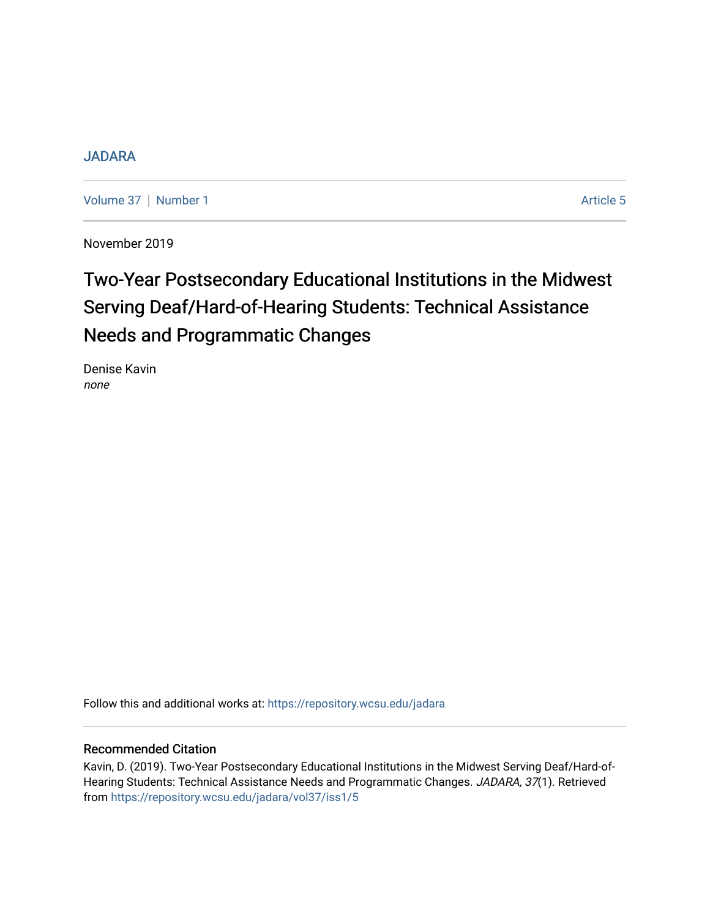JADARA

Volume 37 | Number 1 — Article 5

November 2019

# Two-Year Postsecondary Educational Institutions in the Midwest Serving Deaf/Hard-of-Hearing Students: Technical Assistance Needs and Programmatic Changes

Denise Kavin
*none*

Follow this and additional works at: https://repository.wcsu.edu/jadara

## Recommended Citation

Kavin, D. (2019). Two-Year Postsecondary Educational Institutions in the Midwest Serving Deaf/Hard-of-Hearing Students: Technical Assistance Needs and Programmatic Changes. *JADARA, 37*(1). Retrieved from https://repository.wcsu.edu/jadara/vol37/iss1/5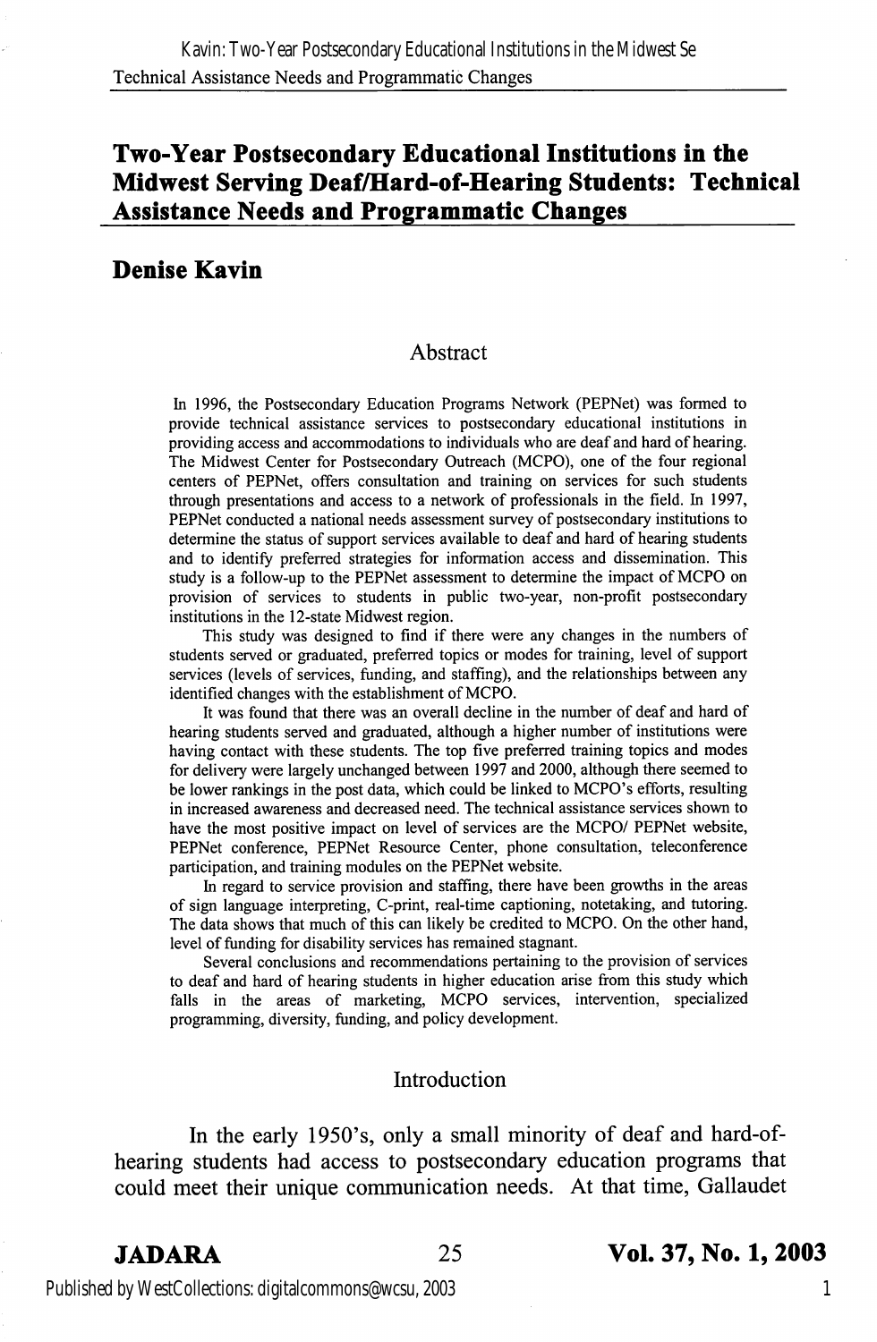# Two-Year Postsecondary Educational Institutions in the Midwest Serving Deaf/Hard-of-Hearing Students: Technical Assistance Needs and Programmatic Changes

## Denise Kavin

### Abstract

In 1996, the Postsecondary Education Programs Network (PEPNet) was formed to provide technical assistance services to postsecondary educational institutions in providing access and accommodations to individuals who are deaf and hard of hearing. The Midwest Center for Postsecondary Outreach (MCPO), one of the four regional centers of PEPNet, offers consultation and training on services for such students through presentations and access to a network of professionals in the field. In 1997, PEPNet conducted a national needs assessment survey of postsecondary institutions to determine the status of support services available to deaf and hard of hearing students and to identify preferred strategies for information access and dissemination. This study is a follow-up to the PEPNet assessment to determine the impact of MCPO on provision of services to students in public two-year, non-profit postsecondary institutions in the 12-state Midwest region.

This study was designed to find if there were any changes in the numbers of students served or graduated, preferred topics or modes for training, level of support services (levels of services, funding, and staffing), and the relationships between any identified changes with the establishment of MCPO.

It was found that there was an overall decline in the number of deaf and hard of hearing students served and graduated, although a higher number of institutions were having contact with these students. The top five preferred training topics and modes for delivery were largely unchanged between 1997 and 2000, although there seemed to be lower rankings in the post data, which could be linked to MCPO's efforts, resulting in increased awareness and decreased need. The technical assistance services shown to have the most positive impact on level of services are the MCPO/ PEPNet website, PEPNet conference, PEPNet Resource Center, phone consultation, teleconference participation, and training modules on the PEPNet website.

In regard to service provision and staffing, there have been growths in the areas of sign language interpreting, C-print, real-time captioning, notetaking, and tutoring. The data shows that much of this can likely be credited to MCPO. On the other hand, level of funding for disability services has remained stagnant.

Several conclusions and recommendations pertaining to the provision of services to deaf and hard of hearing students in higher education arise from this study which falls in the areas of marketing, MCPO services, intervention, specialized programming, diversity, funding, and policy development.

### Introduction

In the early 1950's, only a small minority of deaf and hard-of-hearing students had access to postsecondary education programs that could meet their unique communication needs. At that time, Gallaudet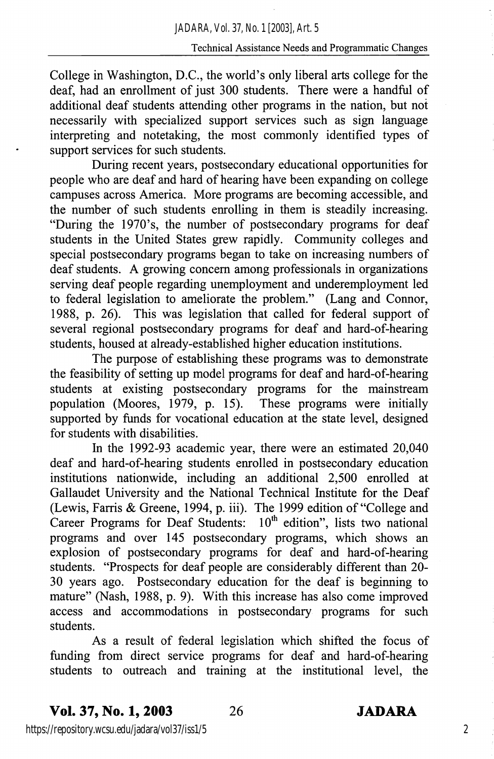College in Washington, D.C., the world's only liberal arts college for the deaf, had an enrollment of just 300 students. There were a handful of additional deaf students attending other programs in the nation, but not necessarily with specialized support services such as sign language interpreting and notetaking, the most commonly identified types of support services for such students.

During recent years, postsecondary educational opportunities for people who are deaf and hard of hearing have been expanding on college campuses across America. More programs are becoming accessible, and the number of such students enrolling in them is steadily increasing. "During the 1970's, the number of postsecondary programs for deaf students in the United States grew rapidly. Community colleges and special postsecondary programs began to take on increasing numbers of deaf students. A growing concern among professionals in organizations serving deaf people regarding unemployment and underemployment led to federal legislation to ameliorate the problem." (Lang and Connor, 1988, p. 26). This was legislation that called for federal support of several regional postsecondary programs for deaf and hard-of-hearing students, housed at already-established higher education institutions.

The purpose of establishing these programs was to demonstrate the feasibility of setting up model programs for deaf and hard-of-hearing students at existing postsecondary programs for the mainstream population (Moores, 1979, p. 15). These programs were initially supported by funds for vocational education at the state level, designed for students with disabilities.

In the 1992-93 academic year, there were an estimated 20,040 deaf and hard-of-hearing students enrolled in postsecondary education institutions nationwide, including an additional 2,500 enrolled at Gallaudet University and the National Technical Institute for the Deaf (Lewis, Farris & Greene, 1994, p. iii). The 1999 edition of "College and Career Programs for Deaf Students: 10th edition", lists two national programs and over 145 postsecondary programs, which shows an explosion of postsecondary programs for deaf and hard-of-hearing students. "Prospects for deaf people are considerably different than 20-30 years ago. Postsecondary education for the deaf is beginning to mature" (Nash, 1988, p. 9). With this increase has also come improved access and accommodations in postsecondary programs for such students.

As a result of federal legislation which shifted the focus of funding from direct service programs for deaf and hard-of-hearing students to outreach and training at the institutional level, the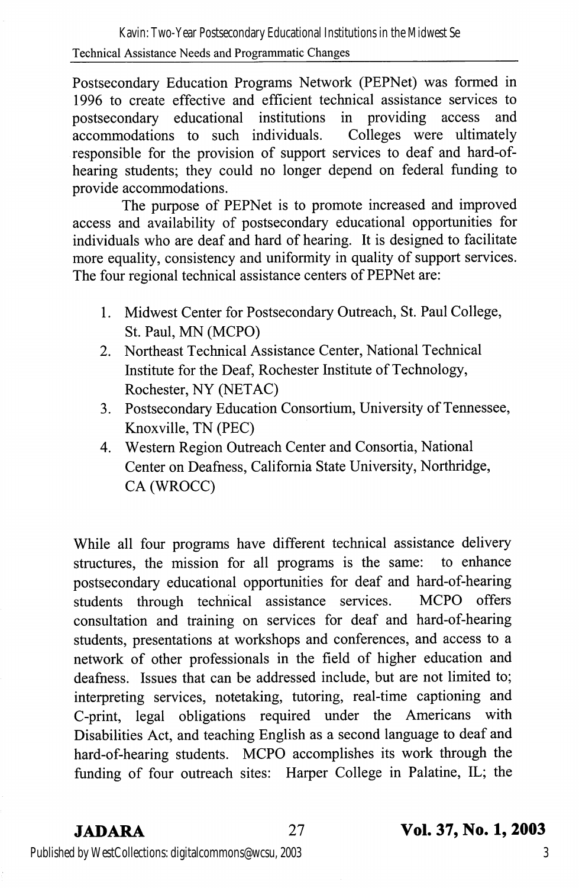Postsecondary Education Programs Network (PEPNet) was formed in 1996 to create effective and efficient technical assistance services to postsecondary educational institutions in providing access and accommodations to such individuals. Colleges were ultimately responsible for the provision of support services to deaf and hard-of-hearing students; they could no longer depend on federal funding to provide accommodations.

The purpose of PEPNet is to promote increased and improved access and availability of postsecondary educational opportunities for individuals who are deaf and hard of hearing. It is designed to facilitate more equality, consistency and uniformity in quality of support services. The four regional technical assistance centers of PEPNet are:

1. Midwest Center for Postsecondary Outreach, St. Paul College, St. Paul, MN (MCPO)
2. Northeast Technical Assistance Center, National Technical Institute for the Deaf, Rochester Institute of Technology, Rochester, NY (NETAC)
3. Postsecondary Education Consortium, University of Tennessee, Knoxville, TN (PEC)
4. Western Region Outreach Center and Consortia, National Center on Deafness, California State University, Northridge, CA (WROCC)

While all four programs have different technical assistance delivery structures, the mission for all programs is the same: to enhance postsecondary educational opportunities for deaf and hard-of-hearing students through technical assistance services. MCPO offers consultation and training on services for deaf and hard-of-hearing students, presentations at workshops and conferences, and access to a network of other professionals in the field of higher education and deafness. Issues that can be addressed include, but are not limited to; interpreting services, notetaking, tutoring, real-time captioning and C-print, legal obligations required under the Americans with Disabilities Act, and teaching English as a second language to deaf and hard-of-hearing students. MCPO accomplishes its work through the funding of four outreach sites: Harper College in Palatine, IL; the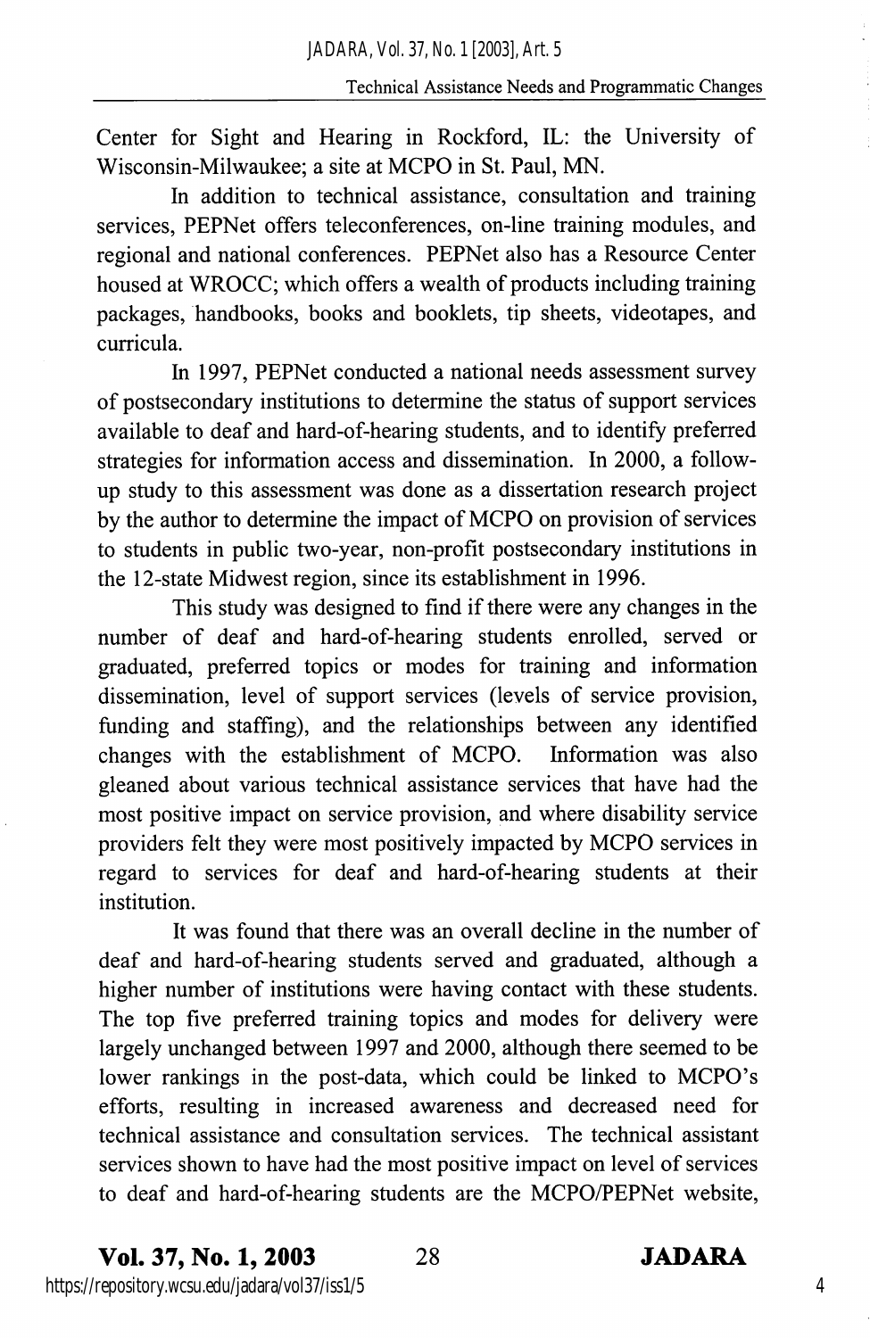Center for Sight and Hearing in Rockford, IL: the University of Wisconsin-Milwaukee; a site at MCPO in St. Paul, MN.

In addition to technical assistance, consultation and training services, PEPNet offers teleconferences, on-line training modules, and regional and national conferences. PEPNet also has a Resource Center housed at WROCC; which offers a wealth of products including training packages, handbooks, books and booklets, tip sheets, videotapes, and curricula.

In 1997, PEPNet conducted a national needs assessment survey of postsecondary institutions to determine the status of support services available to deaf and hard-of-hearing students, and to identify preferred strategies for information access and dissemination. In 2000, a follow-up study to this assessment was done as a dissertation research project by the author to determine the impact of MCPO on provision of services to students in public two-year, non-profit postsecondary institutions in the 12-state Midwest region, since its establishment in 1996.

This study was designed to find if there were any changes in the number of deaf and hard-of-hearing students enrolled, served or graduated, preferred topics or modes for training and information dissemination, level of support services (levels of service provision, funding and staffing), and the relationships between any identified changes with the establishment of MCPO. Information was also gleaned about various technical assistance services that have had the most positive impact on service provision, and where disability service providers felt they were most positively impacted by MCPO services in regard to services for deaf and hard-of-hearing students at their institution.

It was found that there was an overall decline in the number of deaf and hard-of-hearing students served and graduated, although a higher number of institutions were having contact with these students. The top five preferred training topics and modes for delivery were largely unchanged between 1997 and 2000, although there seemed to be lower rankings in the post-data, which could be linked to MCPO's efforts, resulting in increased awareness and decreased need for technical assistance and consultation services. The technical assistant services shown to have had the most positive impact on level of services to deaf and hard-of-hearing students are the MCPO/PEPNet website,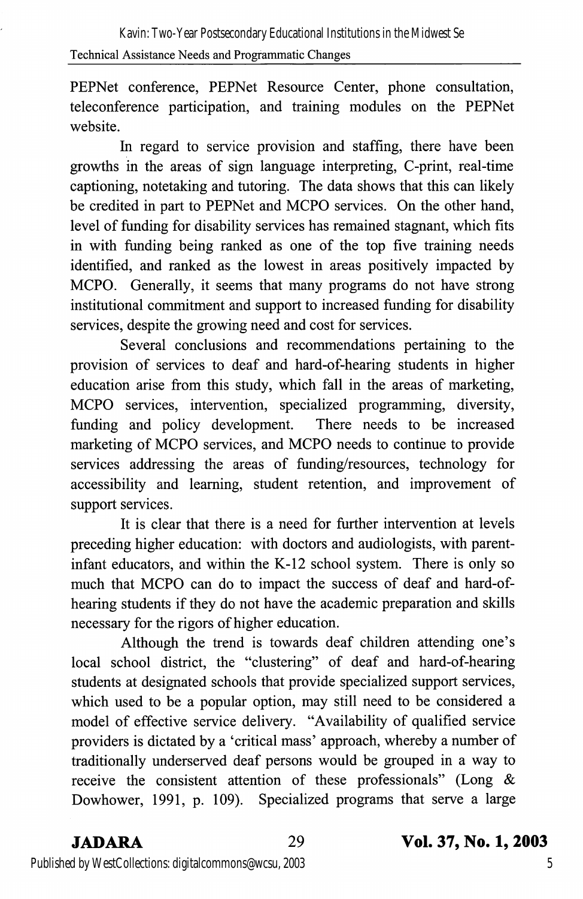PEPNet conference, PEPNet Resource Center, phone consultation, teleconference participation, and training modules on the PEPNet website.

In regard to service provision and staffing, there have been growths in the areas of sign language interpreting, C-print, real-time captioning, notetaking and tutoring. The data shows that this can likely be credited in part to PEPNet and MCPO services. On the other hand, level of funding for disability services has remained stagnant, which fits in with funding being ranked as one of the top five training needs identified, and ranked as the lowest in areas positively impacted by MCPO. Generally, it seems that many programs do not have strong institutional commitment and support to increased funding for disability services, despite the growing need and cost for services.

Several conclusions and recommendations pertaining to the provision of services to deaf and hard-of-hearing students in higher education arise from this study, which fall in the areas of marketing, MCPO services, intervention, specialized programming, diversity, funding and policy development. There needs to be increased marketing of MCPO services, and MCPO needs to continue to provide services addressing the areas of funding/resources, technology for accessibility and learning, student retention, and improvement of support services.

It is clear that there is a need for further intervention at levels preceding higher education: with doctors and audiologists, with parent-infant educators, and within the K-12 school system. There is only so much that MCPO can do to impact the success of deaf and hard-of-hearing students if they do not have the academic preparation and skills necessary for the rigors of higher education.

Although the trend is towards deaf children attending one's local school district, the "clustering" of deaf and hard-of-hearing students at designated schools that provide specialized support services, which used to be a popular option, may still need to be considered a model of effective service delivery. "Availability of qualified service providers is dictated by a 'critical mass' approach, whereby a number of traditionally underserved deaf persons would be grouped in a way to receive the consistent attention of these professionals" (Long & Dowhower, 1991, p. 109). Specialized programs that serve a large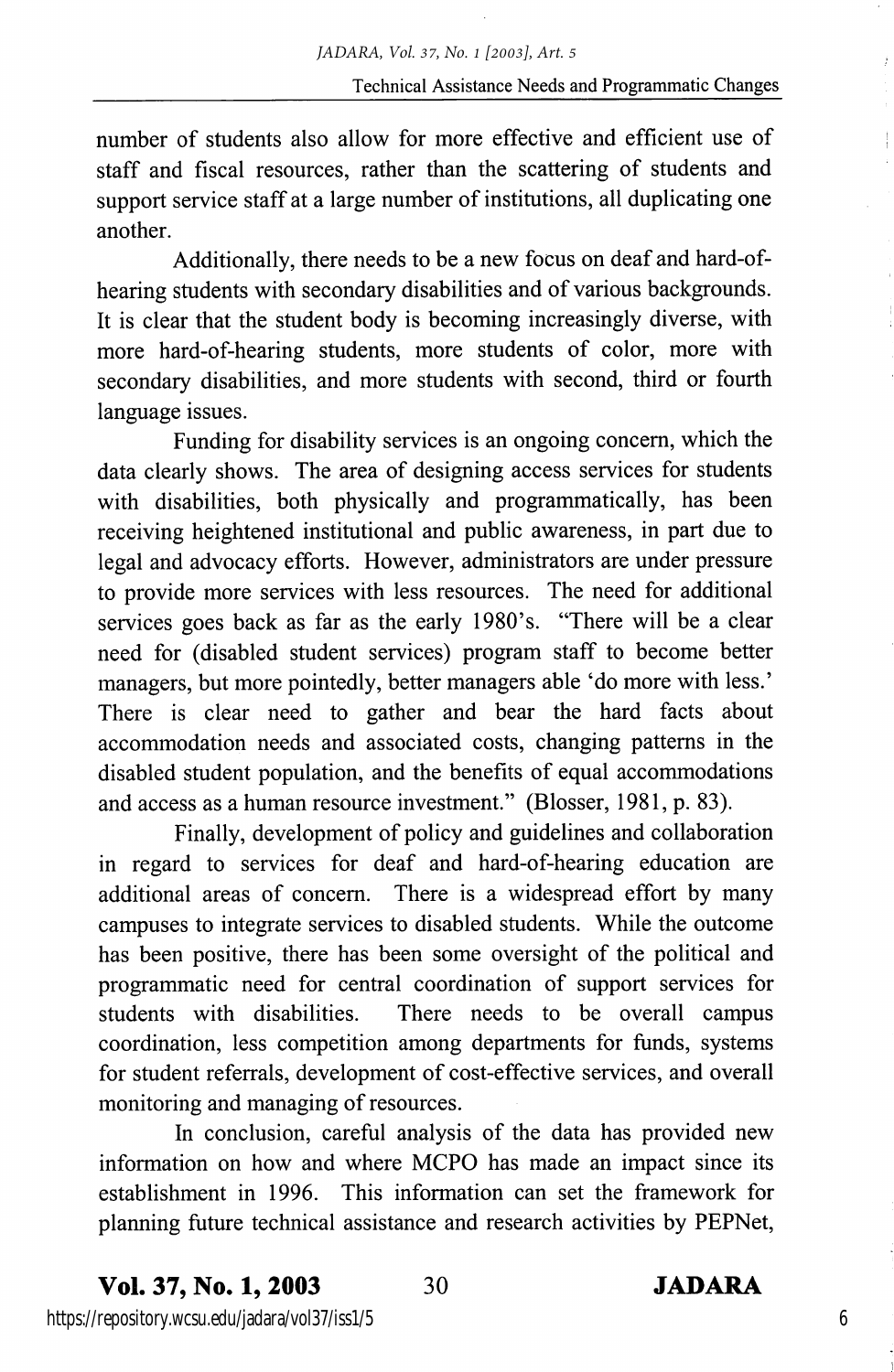number of students also allow for more effective and efficient use of staff and fiscal resources, rather than the scattering of students and support service staff at a large number of institutions, all duplicating one another.

Additionally, there needs to be a new focus on deaf and hard-of-hearing students with secondary disabilities and of various backgrounds. It is clear that the student body is becoming increasingly diverse, with more hard-of-hearing students, more students of color, more with secondary disabilities, and more students with second, third or fourth language issues.

Funding for disability services is an ongoing concern, which the data clearly shows. The area of designing access services for students with disabilities, both physically and programmatically, has been receiving heightened institutional and public awareness, in part due to legal and advocacy efforts. However, administrators are under pressure to provide more services with less resources. The need for additional services goes back as far as the early 1980's. "There will be a clear need for (disabled student services) program staff to become better managers, but more pointedly, better managers able 'do more with less.' There is clear need to gather and bear the hard facts about accommodation needs and associated costs, changing patterns in the disabled student population, and the benefits of equal accommodations and access as a human resource investment." (Blosser, 1981, p. 83).

Finally, development of policy and guidelines and collaboration in regard to services for deaf and hard-of-hearing education are additional areas of concern. There is a widespread effort by many campuses to integrate services to disabled students. While the outcome has been positive, there has been some oversight of the political and programmatic need for central coordination of support services for students with disabilities. There needs to be overall campus coordination, less competition among departments for funds, systems for student referrals, development of cost-effective services, and overall monitoring and managing of resources.

In conclusion, careful analysis of the data has provided new information on how and where MCPO has made an impact since its establishment in 1996. This information can set the framework for planning future technical assistance and research activities by PEPNet,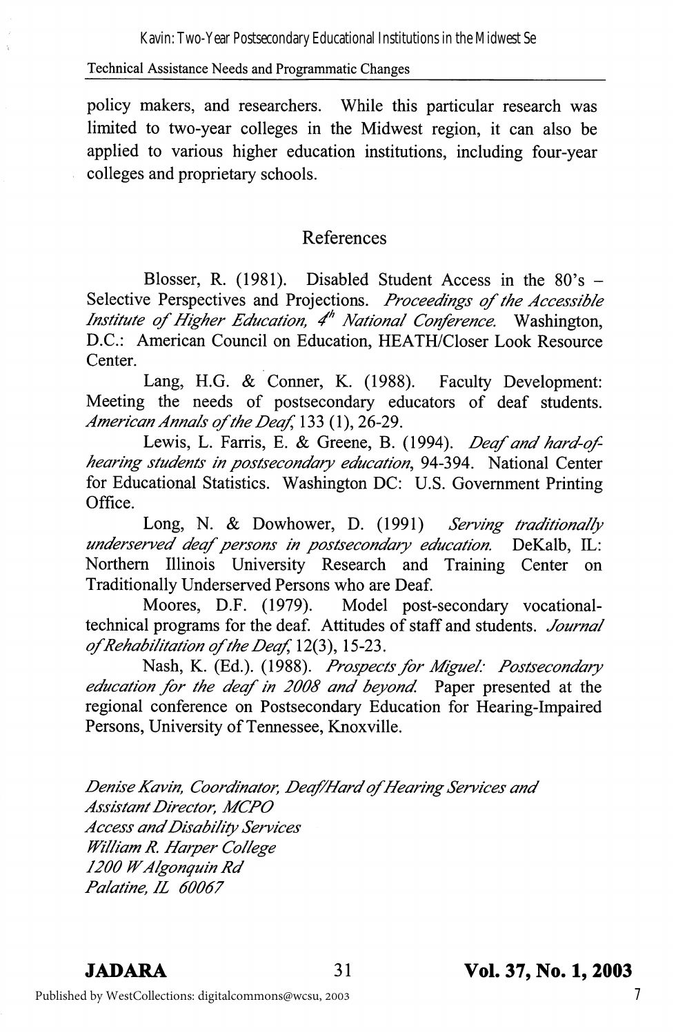policy makers, and researchers. While this particular research was limited to two-year colleges in the Midwest region, it can also be applied to various higher education institutions, including four-year colleges and proprietary schools.

## References

Blosser, R. (1981). Disabled Student Access in the 80's – Selective Perspectives and Projections. *Proceedings of the Accessible Institute of Higher Education, 4th National Conference.* Washington, D.C.: American Council on Education, HEATH/Closer Look Resource Center.

Lang, H.G. & Conner, K. (1988). Faculty Development: Meeting the needs of postsecondary educators of deaf students. *American Annals of the Deaf,* 133 (1), 26-29.

Lewis, L. Farris, E. & Greene, B. (1994). *Deaf and hard-of-hearing students in postsecondary education,* 94-394. National Center for Educational Statistics. Washington DC: U.S. Government Printing Office.

Long, N. & Dowhower, D. (1991) *Serving traditionally underserved deaf persons in postsecondary education.* DeKalb, IL: Northern Illinois University Research and Training Center on Traditionally Underserved Persons who are Deaf.

Moores, D.F. (1979). Model post-secondary vocational-technical programs for the deaf. Attitudes of staff and students. *Journal of Rehabilitation of the Deaf,* 12(3), 15-23.

Nash, K. (Ed.). (1988). *Prospects for Miguel: Postsecondary education for the deaf in 2008 and beyond.* Paper presented at the regional conference on Postsecondary Education for Hearing-Impaired Persons, University of Tennessee, Knoxville.

*Denise Kavin, Coordinator, Deaf/Hard of Hearing Services and Assistant Director, MCPO*
*Access and Disability Services*
*William R. Harper College*
*1200 W Algonquin Rd*
*Palatine, IL 60067*